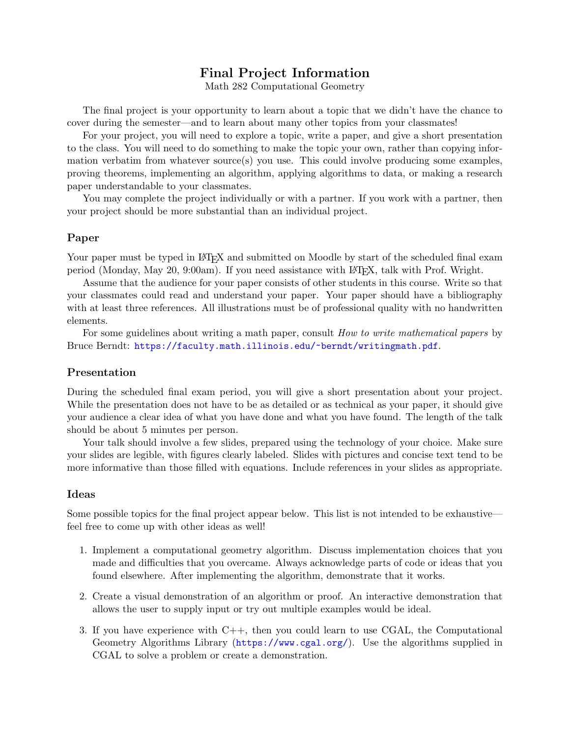# Final Project Information

Math 282 Computational Geometry

The final project is your opportunity to learn about a topic that we didn't have the chance to cover during the semester—and to learn about many other topics from your classmates!

For your project, you will need to explore a topic, write a paper, and give a short presentation to the class. You will need to do something to make the topic your own, rather than copying information verbatim from whatever source(s) you use. This could involve producing some examples, proving theorems, implementing an algorithm, applying algorithms to data, or making a research paper understandable to your classmates.

You may complete the project individually or with a partner. If you work with a partner, then your project should be more substantial than an individual project.

## Paper

Your paper must be typed in LaTeX and submitted on Moodle by start of the scheduled final exam period (Monday, May 20, 9:00am). If you need assistance with LaTeX, talk with Prof. Wright.

Assume that the audience for your paper consists of other students in this course. Write so that your classmates could read and understand your paper. Your paper should have a bibliography with at least three references. All illustrations must be of professional quality with no handwritten elements.

For some guidelines about writing a math paper, consult *How to write mathematical papers* by Bruce Berndt: https://faculty.math.illinois.edu/~berndt/writingmath.pdf.

## Presentation

During the scheduled final exam period, you will give a short presentation about your project. While the presentation does not have to be as detailed or as technical as your paper, it should give your audience a clear idea of what you have done and what you have found. The length of the talk should be about 5 minutes per person.

Your talk should involve a few slides, prepared using the technology of your choice. Make sure your slides are legible, with figures clearly labeled. Slides with pictures and concise text tend to be more informative than those filled with equations. Include references in your slides as appropriate.

## Ideas

Some possible topics for the final project appear below. This list is not intended to be exhaustive—feel free to come up with other ideas as well!

1. Implement a computational geometry algorithm. Discuss implementation choices that you made and difficulties that you overcame. Always acknowledge parts of code or ideas that you found elsewhere. After implementing the algorithm, demonstrate that it works.
2. Create a visual demonstration of an algorithm or proof. An interactive demonstration that allows the user to supply input or try out multiple examples would be ideal.
3. If you have experience with C++, then you could learn to use CGAL, the Computational Geometry Algorithms Library (https://www.cgal.org/). Use the algorithms supplied in CGAL to solve a problem or create a demonstration.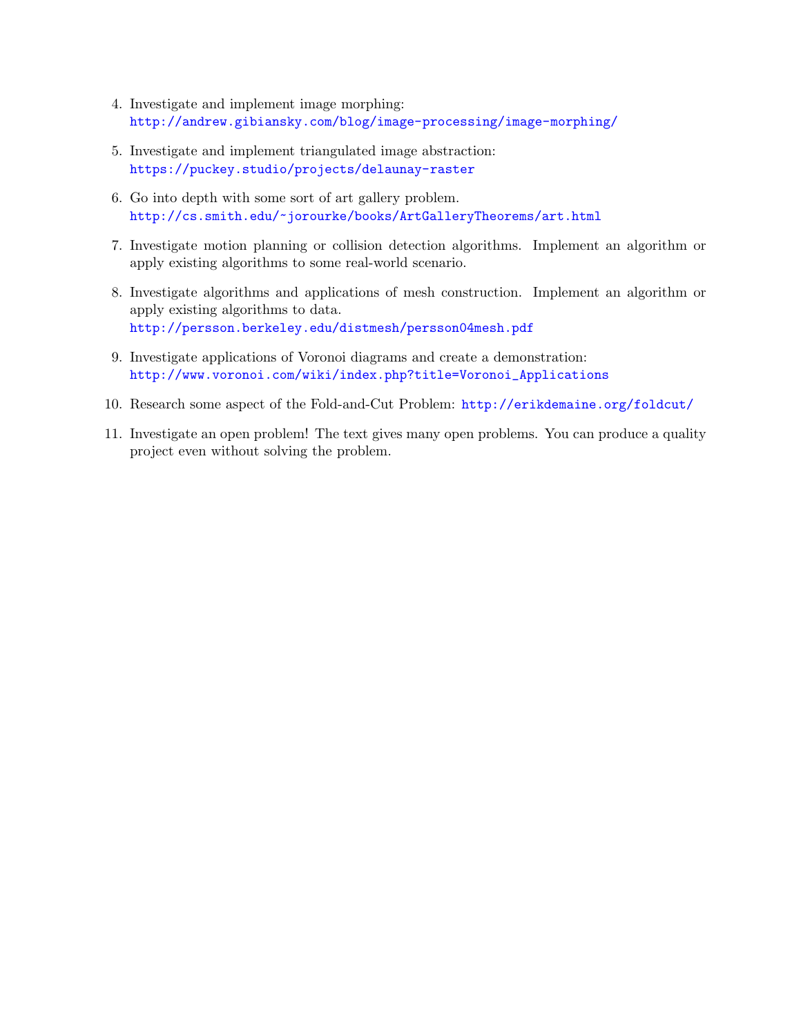4. Investigate and implement image morphing:
   http://andrew.gibiansky.com/blog/image-processing/image-morphing/

5. Investigate and implement triangulated image abstraction:
   https://puckey.studio/projects/delaunay-raster

6. Go into depth with some sort of art gallery problem.
   http://cs.smith.edu/~jorourke/books/ArtGalleryTheorems/art.html

7. Investigate motion planning or collision detection algorithms. Implement an algorithm or apply existing algorithms to some real-world scenario.

8. Investigate algorithms and applications of mesh construction. Implement an algorithm or apply existing algorithms to data.
   http://persson.berkeley.edu/distmesh/persson04mesh.pdf

9. Investigate applications of Voronoi diagrams and create a demonstration:
   http://www.voronoi.com/wiki/index.php?title=Voronoi_Applications

10. Research some aspect of the Fold-and-Cut Problem: http://erikdemaine.org/foldcut/

11. Investigate an open problem! The text gives many open problems. You can produce a quality project even without solving the problem.